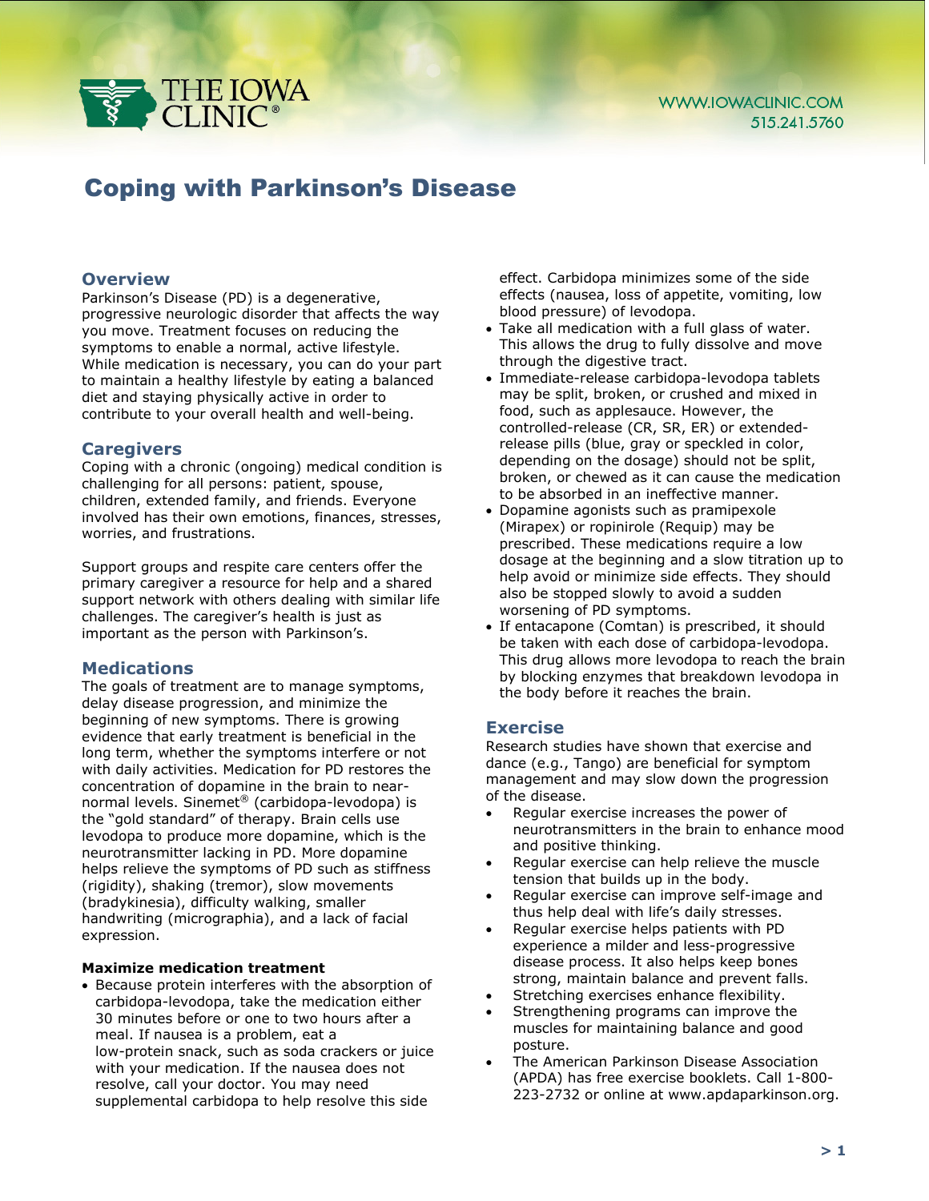THE IOWA CLINIC®

WWW.IOWACLINIC.COM
515.241.5760

# Coping with Parkinson's Disease

## Overview

Parkinson's Disease (PD) is a degenerative, progressive neurologic disorder that affects the way you move. Treatment focuses on reducing the symptoms to enable a normal, active lifestyle. While medication is necessary, you can do your part to maintain a healthy lifestyle by eating a balanced diet and staying physically active in order to contribute to your overall health and well-being.

## Caregivers

Coping with a chronic (ongoing) medical condition is challenging for all persons: patient, spouse, children, extended family, and friends. Everyone involved has their own emotions, finances, stresses, worries, and frustrations.

Support groups and respite care centers offer the primary caregiver a resource for help and a shared support network with others dealing with similar life challenges. The caregiver's health is just as important as the person with Parkinson's.

## Medications

The goals of treatment are to manage symptoms, delay disease progression, and minimize the beginning of new symptoms. There is growing evidence that early treatment is beneficial in the long term, whether the symptoms interfere or not with daily activities. Medication for PD restores the concentration of dopamine in the brain to near-normal levels. Sinemet® (carbidopa-levodopa) is the "gold standard" of therapy. Brain cells use levodopa to produce more dopamine, which is the neurotransmitter lacking in PD. More dopamine helps relieve the symptoms of PD such as stiffness (rigidity), shaking (tremor), slow movements (bradykinesia), difficulty walking, smaller handwriting (micrographia), and a lack of facial expression.

**Maximize medication treatment**

- Because protein interferes with the absorption of carbidopa-levodopa, take the medication either 30 minutes before or one to two hours after a meal. If nausea is a problem, eat a low-protein snack, such as soda crackers or juice with your medication. If the nausea does not resolve, call your doctor. You may need supplemental carbidopa to help resolve this side effect. Carbidopa minimizes some of the side effects (nausea, loss of appetite, vomiting, low blood pressure) of levodopa.
- Take all medication with a full glass of water. This allows the drug to fully dissolve and move through the digestive tract.
- Immediate-release carbidopa-levodopa tablets may be split, broken, or crushed and mixed in food, such as applesauce. However, the controlled-release (CR, SR, ER) or extended-release pills (blue, gray or speckled in color, depending on the dosage) should not be split, broken, or chewed as it can cause the medication to be absorbed in an ineffective manner.
- Dopamine agonists such as pramipexole (Mirapex) or ropinirole (Requip) may be prescribed. These medications require a low dosage at the beginning and a slow titration up to help avoid or minimize side effects. They should also be stopped slowly to avoid a sudden worsening of PD symptoms.
- If entacapone (Comtan) is prescribed, it should be taken with each dose of carbidopa-levodopa. This drug allows more levodopa to reach the brain by blocking enzymes that breakdown levodopa in the body before it reaches the brain.

## Exercise

Research studies have shown that exercise and dance (e.g., Tango) are beneficial for symptom management and may slow down the progression of the disease.

- Regular exercise increases the power of neurotransmitters in the brain to enhance mood and positive thinking.
- Regular exercise can help relieve the muscle tension that builds up in the body.
- Regular exercise can improve self-image and thus help deal with life's daily stresses.
- Regular exercise helps patients with PD experience a milder and less-progressive disease process. It also helps keep bones strong, maintain balance and prevent falls.
- Stretching exercises enhance flexibility.
- Strengthening programs can improve the muscles for maintaining balance and good posture.
- The American Parkinson Disease Association (APDA) has free exercise booklets. Call 1-800-223-2732 or online at www.apdaparkinson.org.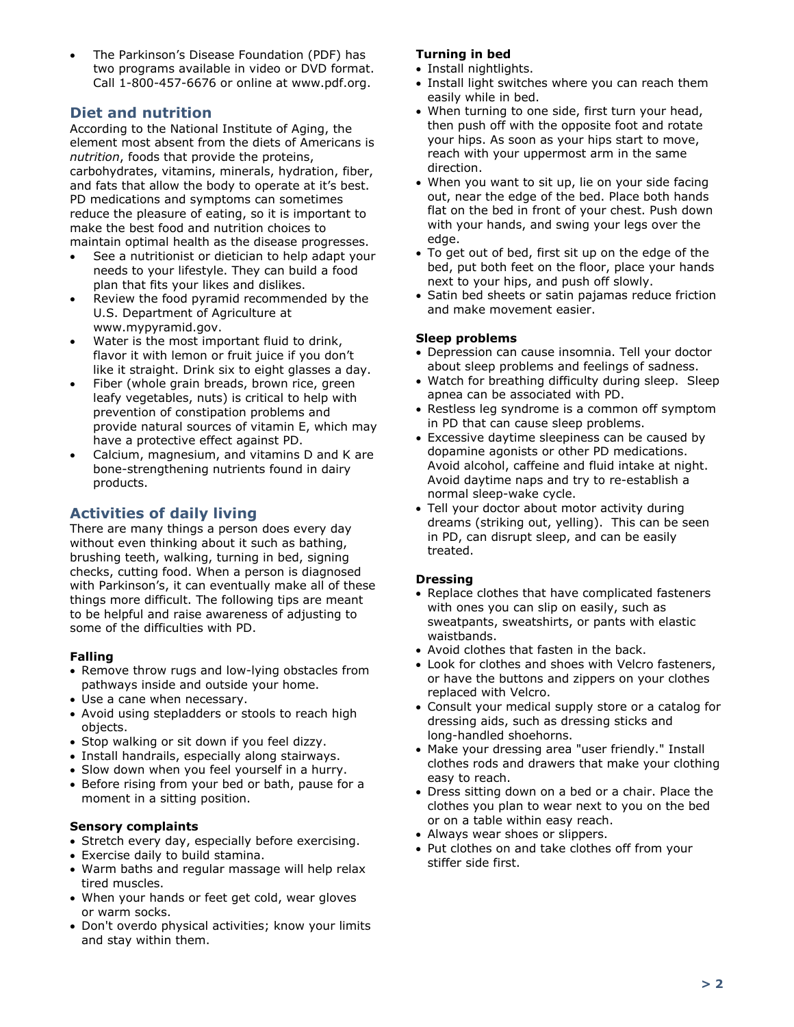- The Parkinson's Disease Foundation (PDF) has two programs available in video or DVD format. Call 1-800-457-6676 or online at www.pdf.org.

## Diet and nutrition

According to the National Institute of Aging, the element most absent from the diets of Americans is *nutrition*, foods that provide the proteins, carbohydrates, vitamins, minerals, hydration, fiber, and fats that allow the body to operate at it's best. PD medications and symptoms can sometimes reduce the pleasure of eating, so it is important to make the best food and nutrition choices to maintain optimal health as the disease progresses.

- See a nutritionist or dietician to help adapt your needs to your lifestyle. They can build a food plan that fits your likes and dislikes.
- Review the food pyramid recommended by the U.S. Department of Agriculture at www.mypyramid.gov.
- Water is the most important fluid to drink, flavor it with lemon or fruit juice if you don't like it straight. Drink six to eight glasses a day.
- Fiber (whole grain breads, brown rice, green leafy vegetables, nuts) is critical to help with prevention of constipation problems and provide natural sources of vitamin E, which may have a protective effect against PD.
- Calcium, magnesium, and vitamins D and K are bone-strengthening nutrients found in dairy products.

## Activities of daily living

There are many things a person does every day without even thinking about it such as bathing, brushing teeth, walking, turning in bed, signing checks, cutting food. When a person is diagnosed with Parkinson's, it can eventually make all of these things more difficult. The following tips are meant to be helpful and raise awareness of adjusting to some of the difficulties with PD.

**Falling**

- Remove throw rugs and low-lying obstacles from pathways inside and outside your home.
- Use a cane when necessary.
- Avoid using stepladders or stools to reach high objects.
- Stop walking or sit down if you feel dizzy.
- Install handrails, especially along stairways.
- Slow down when you feel yourself in a hurry.
- Before rising from your bed or bath, pause for a moment in a sitting position.

**Sensory complaints**

- Stretch every day, especially before exercising.
- Exercise daily to build stamina.
- Warm baths and regular massage will help relax tired muscles.
- When your hands or feet get cold, wear gloves or warm socks.
- Don't overdo physical activities; know your limits and stay within them.

**Turning in bed**

- Install nightlights.
- Install light switches where you can reach them easily while in bed.
- When turning to one side, first turn your head, then push off with the opposite foot and rotate your hips. As soon as your hips start to move, reach with your uppermost arm in the same direction.
- When you want to sit up, lie on your side facing out, near the edge of the bed. Place both hands flat on the bed in front of your chest. Push down with your hands, and swing your legs over the edge.
- To get out of bed, first sit up on the edge of the bed, put both feet on the floor, place your hands next to your hips, and push off slowly.
- Satin bed sheets or satin pajamas reduce friction and make movement easier.

**Sleep problems**

- Depression can cause insomnia. Tell your doctor about sleep problems and feelings of sadness.
- Watch for breathing difficulty during sleep. Sleep apnea can be associated with PD.
- Restless leg syndrome is a common off symptom in PD that can cause sleep problems.
- Excessive daytime sleepiness can be caused by dopamine agonists or other PD medications. Avoid alcohol, caffeine and fluid intake at night. Avoid daytime naps and try to re-establish a normal sleep-wake cycle.
- Tell your doctor about motor activity during dreams (striking out, yelling). This can be seen in PD, can disrupt sleep, and can be easily treated.

**Dressing**

- Replace clothes that have complicated fasteners with ones you can slip on easily, such as sweatpants, sweatshirts, or pants with elastic waistbands.
- Avoid clothes that fasten in the back.
- Look for clothes and shoes with Velcro fasteners, or have the buttons and zippers on your clothes replaced with Velcro.
- Consult your medical supply store or a catalog for dressing aids, such as dressing sticks and long-handled shoehorns.
- Make your dressing area "user friendly." Install clothes rods and drawers that make your clothing easy to reach.
- Dress sitting down on a bed or a chair. Place the clothes you plan to wear next to you on the bed or on a table within easy reach.
- Always wear shoes or slippers.
- Put clothes on and take clothes off from your stiffer side first.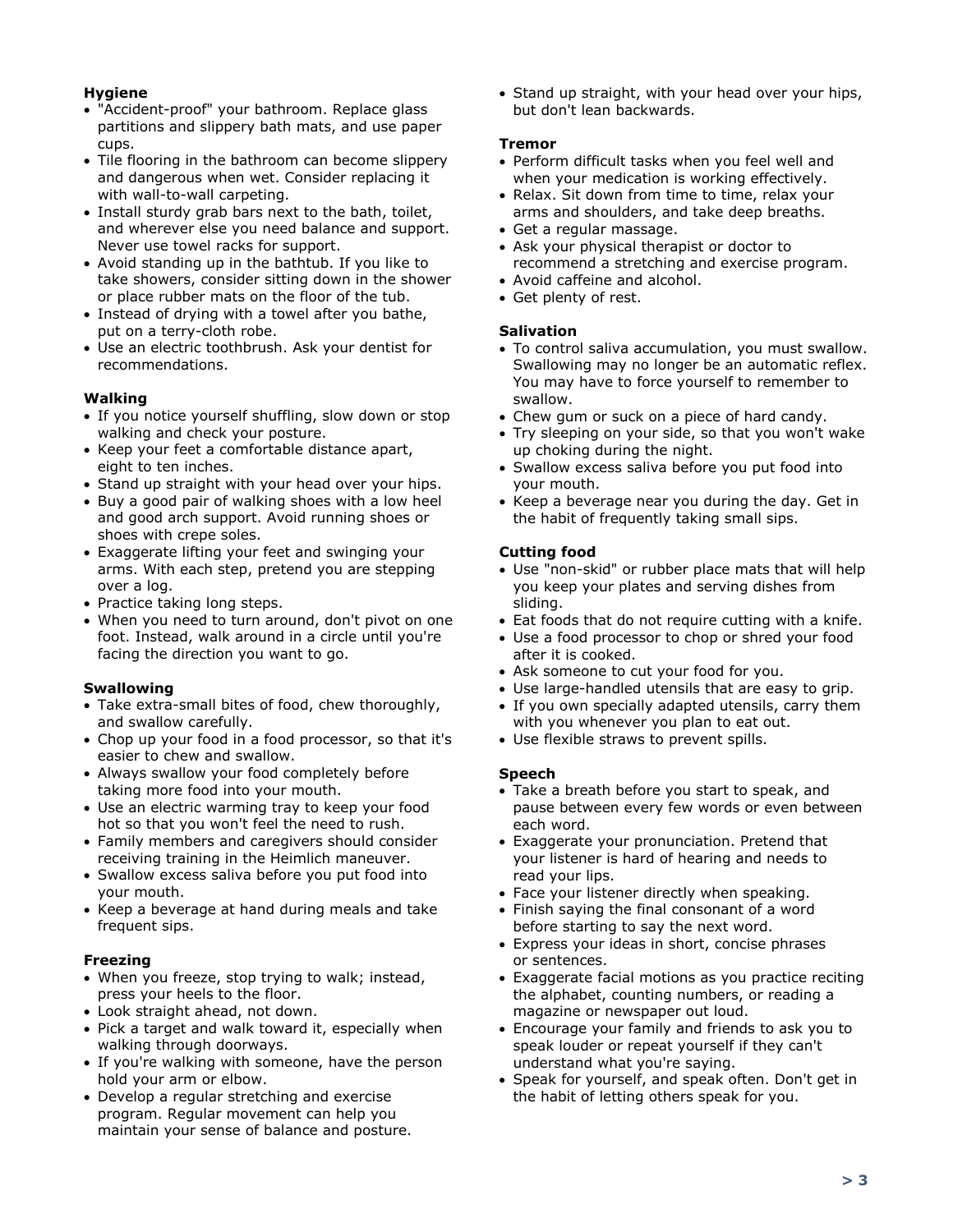**Hygiene**

- "Accident-proof" your bathroom. Replace glass partitions and slippery bath mats, and use paper cups.
- Tile flooring in the bathroom can become slippery and dangerous when wet. Consider replacing it with wall-to-wall carpeting.
- Install sturdy grab bars next to the bath, toilet, and wherever else you need balance and support. Never use towel racks for support.
- Avoid standing up in the bathtub. If you like to take showers, consider sitting down in the shower or place rubber mats on the floor of the tub.
- Instead of drying with a towel after you bathe, put on a terry-cloth robe.
- Use an electric toothbrush. Ask your dentist for recommendations.

**Walking**

- If you notice yourself shuffling, slow down or stop walking and check your posture.
- Keep your feet a comfortable distance apart, eight to ten inches.
- Stand up straight with your head over your hips.
- Buy a good pair of walking shoes with a low heel and good arch support. Avoid running shoes or shoes with crepe soles.
- Exaggerate lifting your feet and swinging your arms. With each step, pretend you are stepping over a log.
- Practice taking long steps.
- When you need to turn around, don't pivot on one foot. Instead, walk around in a circle until you're facing the direction you want to go.

**Swallowing**

- Take extra-small bites of food, chew thoroughly, and swallow carefully.
- Chop up your food in a food processor, so that it's easier to chew and swallow.
- Always swallow your food completely before taking more food into your mouth.
- Use an electric warming tray to keep your food hot so that you won't feel the need to rush.
- Family members and caregivers should consider receiving training in the Heimlich maneuver.
- Swallow excess saliva before you put food into your mouth.
- Keep a beverage at hand during meals and take frequent sips.

**Freezing**

- When you freeze, stop trying to walk; instead, press your heels to the floor.
- Look straight ahead, not down.
- Pick a target and walk toward it, especially when walking through doorways.
- If you're walking with someone, have the person hold your arm or elbow.
- Develop a regular stretching and exercise program. Regular movement can help you maintain your sense of balance and posture.
- Stand up straight, with your head over your hips, but don't lean backwards.

**Tremor**

- Perform difficult tasks when you feel well and when your medication is working effectively.
- Relax. Sit down from time to time, relax your arms and shoulders, and take deep breaths.
- Get a regular massage.
- Ask your physical therapist or doctor to recommend a stretching and exercise program.
- Avoid caffeine and alcohol.
- Get plenty of rest.

**Salivation**

- To control saliva accumulation, you must swallow. Swallowing may no longer be an automatic reflex. You may have to force yourself to remember to swallow.
- Chew gum or suck on a piece of hard candy.
- Try sleeping on your side, so that you won't wake up choking during the night.
- Swallow excess saliva before you put food into your mouth.
- Keep a beverage near you during the day. Get in the habit of frequently taking small sips.

**Cutting food**

- Use "non-skid" or rubber place mats that will help you keep your plates and serving dishes from sliding.
- Eat foods that do not require cutting with a knife.
- Use a food processor to chop or shred your food after it is cooked.
- Ask someone to cut your food for you.
- Use large-handled utensils that are easy to grip.
- If you own specially adapted utensils, carry them with you whenever you plan to eat out.
- Use flexible straws to prevent spills.

**Speech**

- Take a breath before you start to speak, and pause between every few words or even between each word.
- Exaggerate your pronunciation. Pretend that your listener is hard of hearing and needs to read your lips.
- Face your listener directly when speaking.
- Finish saying the final consonant of a word before starting to say the next word.
- Express your ideas in short, concise phrases or sentences.
- Exaggerate facial motions as you practice reciting the alphabet, counting numbers, or reading a magazine or newspaper out loud.
- Encourage your family and friends to ask you to speak louder or repeat yourself if they can't understand what you're saying.
- Speak for yourself, and speak often. Don't get in the habit of letting others speak for you.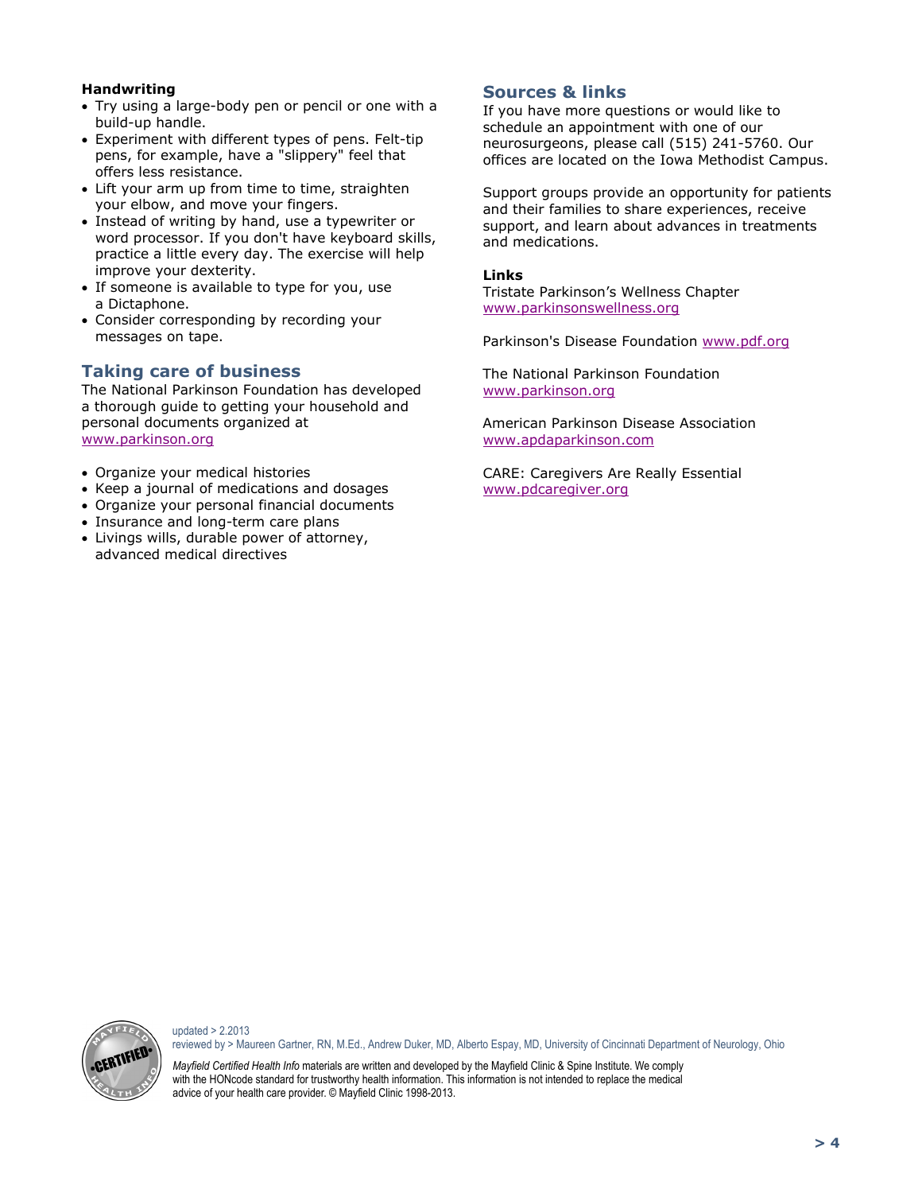**Handwriting**

- Try using a large-body pen or pencil or one with a build-up handle.
- Experiment with different types of pens. Felt-tip pens, for example, have a "slippery" feel that offers less resistance.
- Lift your arm up from time to time, straighten your elbow, and move your fingers.
- Instead of writing by hand, use a typewriter or word processor. If you don't have keyboard skills, practice a little every day. The exercise will help improve your dexterity.
- If someone is available to type for you, use a Dictaphone.
- Consider corresponding by recording your messages on tape.

## Taking care of business

The National Parkinson Foundation has developed a thorough guide to getting your household and personal documents organized at www.parkinson.org

- Organize your medical histories
- Keep a journal of medications and dosages
- Organize your personal financial documents
- Insurance and long-term care plans
- Livings wills, durable power of attorney, advanced medical directives

## Sources & links

If you have more questions or would like to schedule an appointment with one of our neurosurgeons, please call (515) 241-5760. Our offices are located on the Iowa Methodist Campus.

Support groups provide an opportunity for patients and their families to share experiences, receive support, and learn about advances in treatments and medications.

**Links**

Tristate Parkinson's Wellness Chapter www.parkinsonswellness.org

Parkinson's Disease Foundation www.pdf.org

The National Parkinson Foundation www.parkinson.org

American Parkinson Disease Association www.apdaparkinson.com

CARE: Caregivers Are Really Essential www.pdcaregiver.org

updated > 2.2013
reviewed by > Maureen Gartner, RN, M.Ed., Andrew Duker, MD, Alberto Espay, MD, University of Cincinnati Department of Neurology, Ohio

*Mayfield Certified Health Info* materials are written and developed by the Mayfield Clinic & Spine Institute. We comply with the HONcode standard for trustworthy health information. This information is not intended to replace the medical advice of your health care provider. © Mayfield Clinic 1998-2013.